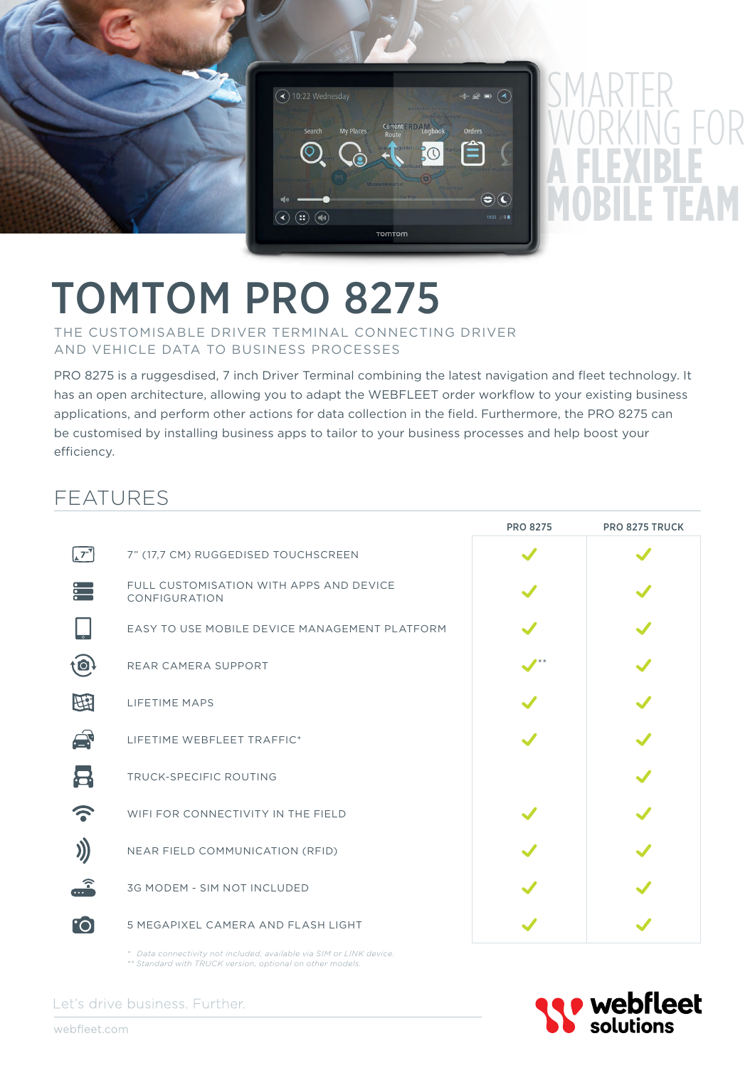SMARTER WORKING FOR **A FLEXIBLE MOBILE TEAM**

# TOMTOM PRO 8275

## THE CUSTOMISABLE DRIVER TERMINAL CONNECTING DRIVER AND VEHICLE DATA TO BUSINESS PROCESSES

PRO 8275 is a ruggesdised, 7 inch Driver Terminal combining the latest navigation and fleet technology. It has an open architecture, allowing you to adapt the WEBFLEET order workflow to your existing business applications, and perform other actions for data collection in the field. Furthermore, the PRO 8275 can be customised by installing business apps to tailor to your business processes and help boost your efficiency.

## FEATURES

| FEATURE | PRO 8275 | PRO 8275 TRUCK |
|---|---|---|
| 7" (17,7 CM) RUGGEDISED TOUCHSCREEN | ✓ | ✓ |
| FULL CUSTOMISATION WITH APPS AND DEVICE CONFIGURATION | ✓ | ✓ |
| EASY TO USE MOBILE DEVICE MANAGEMENT PLATFORM | ✓ | ✓ |
| REAR CAMERA SUPPORT | ✓** | ✓ |
| LIFETIME MAPS | ✓ | ✓ |
| LIFETIME WEBFLEET TRAFFIC* | ✓ | ✓ |
| TRUCK-SPECIFIC ROUTING | | ✓ |
| WIFI FOR CONNECTIVITY IN THE FIELD | ✓ | ✓ |
| NEAR FIELD COMMUNICATION (RFID) | ✓ | ✓ |
| 3G MODEM - SIM NOT INCLUDED | ✓ | ✓ |
| 5 MEGAPIXEL CAMERA AND FLASH LIGHT | ✓ | ✓ |

\* Data connectivity not included, available via SIM or LINK device.
\*\* Standard with TRUCK version, optional on other models.

Let's drive business. Further.

webfleet.com

webfleet solutions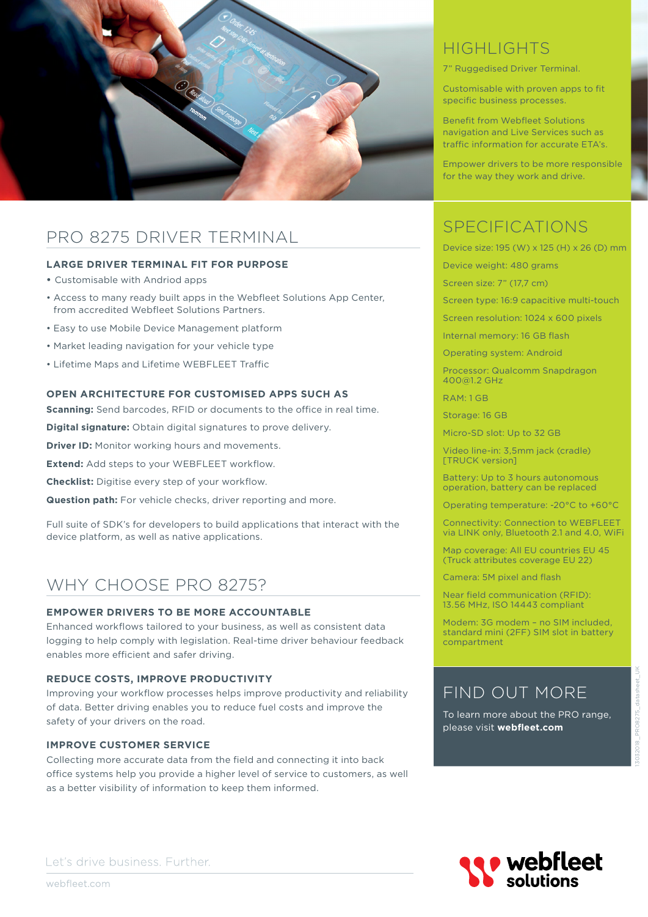## HIGHLIGHTS

7" Ruggedised Driver Terminal.

Customisable with proven apps to fit specific business processes.

Benefit from Webfleet Solutions navigation and Live Services such as traffic information for accurate ETA's.

Empower drivers to be more responsible for the way they work and drive.

# PRO 8275 DRIVER TERMINAL

### LARGE DRIVER TERMINAL FIT FOR PURPOSE

- Customisable with Andriod apps
- Access to many ready built apps in the Webfleet Solutions App Center, from accredited Webfleet Solutions Partners.
- Easy to use Mobile Device Management platform
- Market leading navigation for your vehicle type
- Lifetime Maps and Lifetime WEBFLEET Traffic

### OPEN ARCHITECTURE FOR CUSTOMISED APPS SUCH AS

**Scanning:** Send barcodes, RFID or documents to the office in real time.

**Digital signature:** Obtain digital signatures to prove delivery.

**Driver ID:** Monitor working hours and movements.

**Extend:** Add steps to your WEBFLEET workflow.

**Checklist:** Digitise every step of your workflow.

**Question path:** For vehicle checks, driver reporting and more.

Full suite of SDK's for developers to build applications that interact with the device platform, as well as native applications.

## WHY CHOOSE PRO 8275?

### EMPOWER DRIVERS TO BE MORE ACCOUNTABLE

Enhanced workflows tailored to your business, as well as consistent data logging to help comply with legislation. Real-time driver behaviour feedback enables more efficient and safer driving.

### REDUCE COSTS, IMPROVE PRODUCTIVITY

Improving your workflow processes helps improve productivity and reliability of data. Better driving enables you to reduce fuel costs and improve the safety of your drivers on the road.

### IMPROVE CUSTOMER SERVICE

Collecting more accurate data from the field and connecting it into back office systems help you provide a higher level of service to customers, as well as a better visibility of information to keep them informed.

## SPECIFICATIONS

Device size: 195 (W) x 125 (H) x 26 (D) mm

Device weight: 480 grams

Screen size: 7" (17,7 cm)

Screen type: 16:9 capacitive multi-touch

Screen resolution: 1024 x 600 pixels

Internal memory: 16 GB flash

Operating system: Android

Processor: Qualcomm Snapdragon 400@1.2 GHz

RAM: 1 GB

Storage: 16 GB

Micro-SD slot: Up to 32 GB

Video line-in: 3,5mm jack (cradle) [TRUCK version]

Battery: Up to 3 hours autonomous operation, battery can be replaced

Operating temperature: -20°C to +60°C

Connectivity: Connection to WEBFLEET via LINK only, Bluetooth 2.1 and 4.0, WiFi

Map coverage: All EU countries EU 45 (Truck attributes coverage EU 22)

Camera: 5M pixel and flash

Near field communication (RFID): 13.56 MHz, ISO 14443 compliant

Modem: 3G modem – no SIM included, standard mini (2FF) SIM slot in battery compartment

## FIND OUT MORE

To learn more about the PRO range, please visit **webfleet.com**

Let's drive business. Further.

webfleet.com

13032018_PRO8275_datasheet_UK